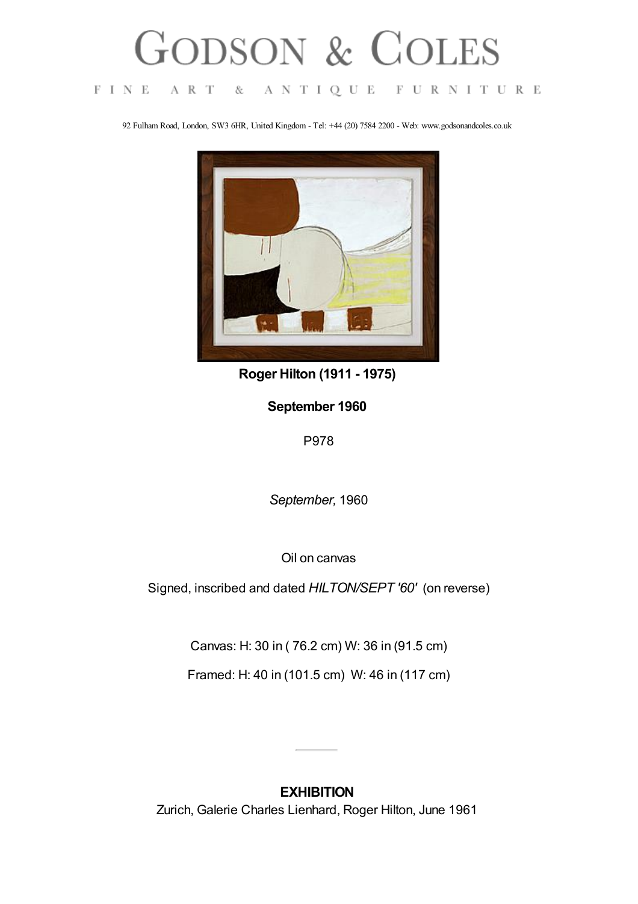# GODSON & COLES

FINE ART & ANTIQUE FURNITURE

92 Fulham Road, London, SW3 6HR, United Kingdom - Tel: +44 (20) 7584 2200 - Web: www.godsonandcoles.co.uk

**Roger Hilton (1911 - 1975)**

**September 1960**

P978

*September,* 1960

Oil on canvas

Signed, inscribed and dated *HILTON/SEPT '60'* (on reverse)

Canvas: H: 30 in ( 76.2 cm) W: 36 in (91.5 cm)

Framed: H: 40 in (101.5 cm) W: 46 in (117 cm)

---

**EXHIBITION**

Zurich, Galerie Charles Lienhard, Roger Hilton, June 1961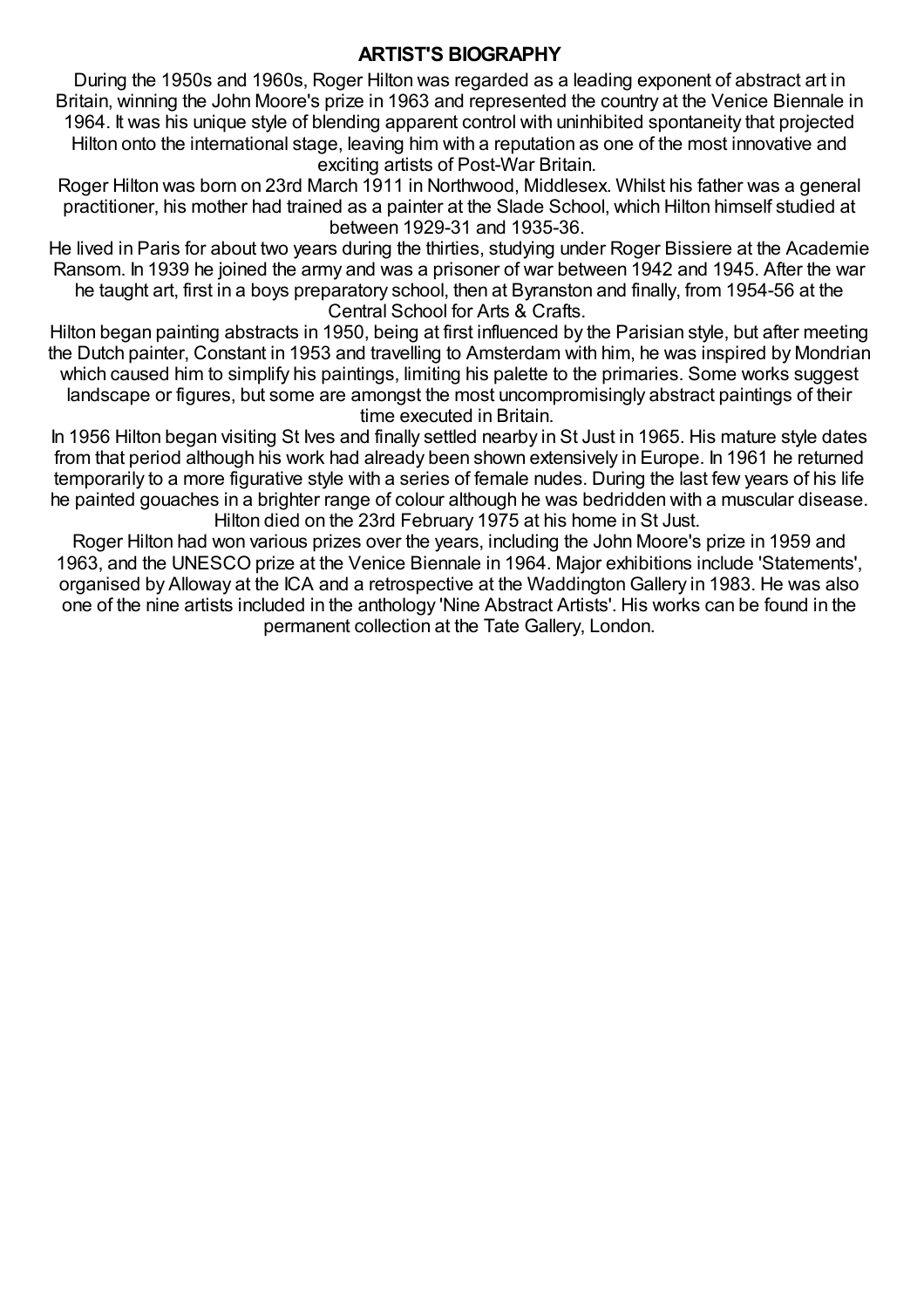## ARTIST'S BIOGRAPHY

During the 1950s and 1960s, Roger Hilton was regarded as a leading exponent of abstract art in Britain, winning the John Moore's prize in 1963 and represented the country at the Venice Biennale in 1964. It was his unique style of blending apparent control with uninhibited spontaneity that projected Hilton onto the international stage, leaving him with a reputation as one of the most innovative and exciting artists of Post-War Britain.

Roger Hilton was born on 23rd March 1911 in Northwood, Middlesex. Whilst his father was a general practitioner, his mother had trained as a painter at the Slade School, which Hilton himself studied at between 1929-31 and 1935-36.

He lived in Paris for about two years during the thirties, studying under Roger Bissiere at the Academie Ransom. In 1939 he joined the army and was a prisoner of war between 1942 and 1945. After the war he taught art, first in a boys preparatory school, then at Byranston and finally, from 1954-56 at the Central School for Arts & Crafts.

Hilton began painting abstracts in 1950, being at first influenced by the Parisian style, but after meeting the Dutch painter, Constant in 1953 and travelling to Amsterdam with him, he was inspired by Mondrian which caused him to simplify his paintings, limiting his palette to the primaries. Some works suggest landscape or figures, but some are amongst the most uncompromisingly abstract paintings of their time executed in Britain.

In 1956 Hilton began visiting St Ives and finally settled nearby in St Just in 1965. His mature style dates from that period although his work had already been shown extensively in Europe. In 1961 he returned temporarily to a more figurative style with a series of female nudes. During the last few years of his life he painted gouaches in a brighter range of colour although he was bedridden with a muscular disease. Hilton died on the 23rd February 1975 at his home in St Just.

Roger Hilton had won various prizes over the years, including the John Moore's prize in 1959 and 1963, and the UNESCO prize at the Venice Biennale in 1964. Major exhibitions include 'Statements', organised by Alloway at the ICA and a retrospective at the Waddington Gallery in 1983. He was also one of the nine artists included in the anthology 'Nine Abstract Artists'. His works can be found in the permanent collection at the Tate Gallery, London.